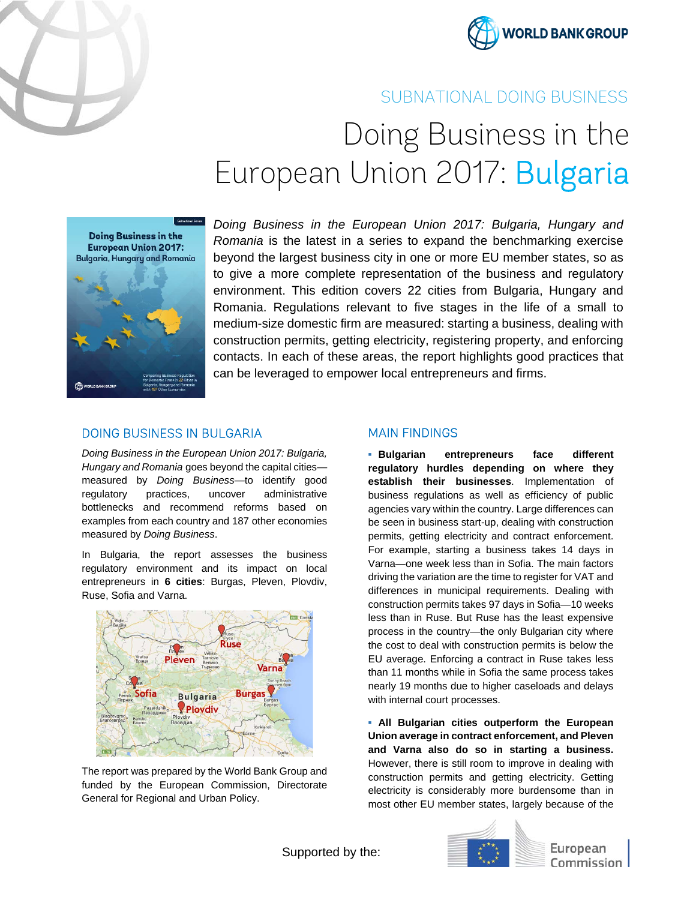SUBNATIONAL DOING BUSINESS

# Doing Business in the European Union 2017: Bulgaria

*Doing Business in the European Union 2017: Bulgaria, Hungary and Romania* is the latest in a series to expand the benchmarking exercise beyond the largest business city in one or more EU member states, so as to give a more complete representation of the business and regulatory environment. This edition covers 22 cities from Bulgaria, Hungary and Romania. Regulations relevant to five stages in the life of a small to medium-size domestic firm are measured: starting a business, dealing with construction permits, getting electricity, registering property, and enforcing contacts. In each of these areas, the report highlights good practices that can be leveraged to empower local entrepreneurs and firms.

## DOING BUSINESS IN BULGARIA

*Doing Business in the European Union 2017: Bulgaria, Hungary and Romania* goes beyond the capital cities—measured by *Doing Business*—to identify good regulatory practices, uncover administrative bottlenecks and recommend reforms based on examples from each country and 187 other economies measured by *Doing Business*.

In Bulgaria, the report assesses the business regulatory environment and its impact on local entrepreneurs in **6 cities**: Burgas, Pleven, Plovdiv, Ruse, Sofia and Varna.

The report was prepared by the World Bank Group and funded by the European Commission, Directorate General for Regional and Urban Policy.

## MAIN FINDINGS

- **Bulgarian entrepreneurs face different regulatory hurdles depending on where they establish their businesses**. Implementation of business regulations as well as efficiency of public agencies vary within the country. Large differences can be seen in business start-up, dealing with construction permits, getting electricity and contract enforcement. For example, starting a business takes 14 days in Varna—one week less than in Sofia. The main factors driving the variation are the time to register for VAT and differences in municipal requirements. Dealing with construction permits takes 97 days in Sofia—10 weeks less than in Ruse. But Ruse has the least expensive process in the country—the only Bulgarian city where the cost to deal with construction permits is below the EU average. Enforcing a contract in Ruse takes less than 11 months while in Sofia the same process takes nearly 19 months due to higher caseloads and delays with internal court processes.

- **All Bulgarian cities outperform the European Union average in contract enforcement, and Pleven and Varna also do so in starting a business.** However, there is still room to improve in dealing with construction permits and getting electricity. Getting electricity is considerably more burdensome than in most other EU member states, largely because of the

Supported by the: European Commission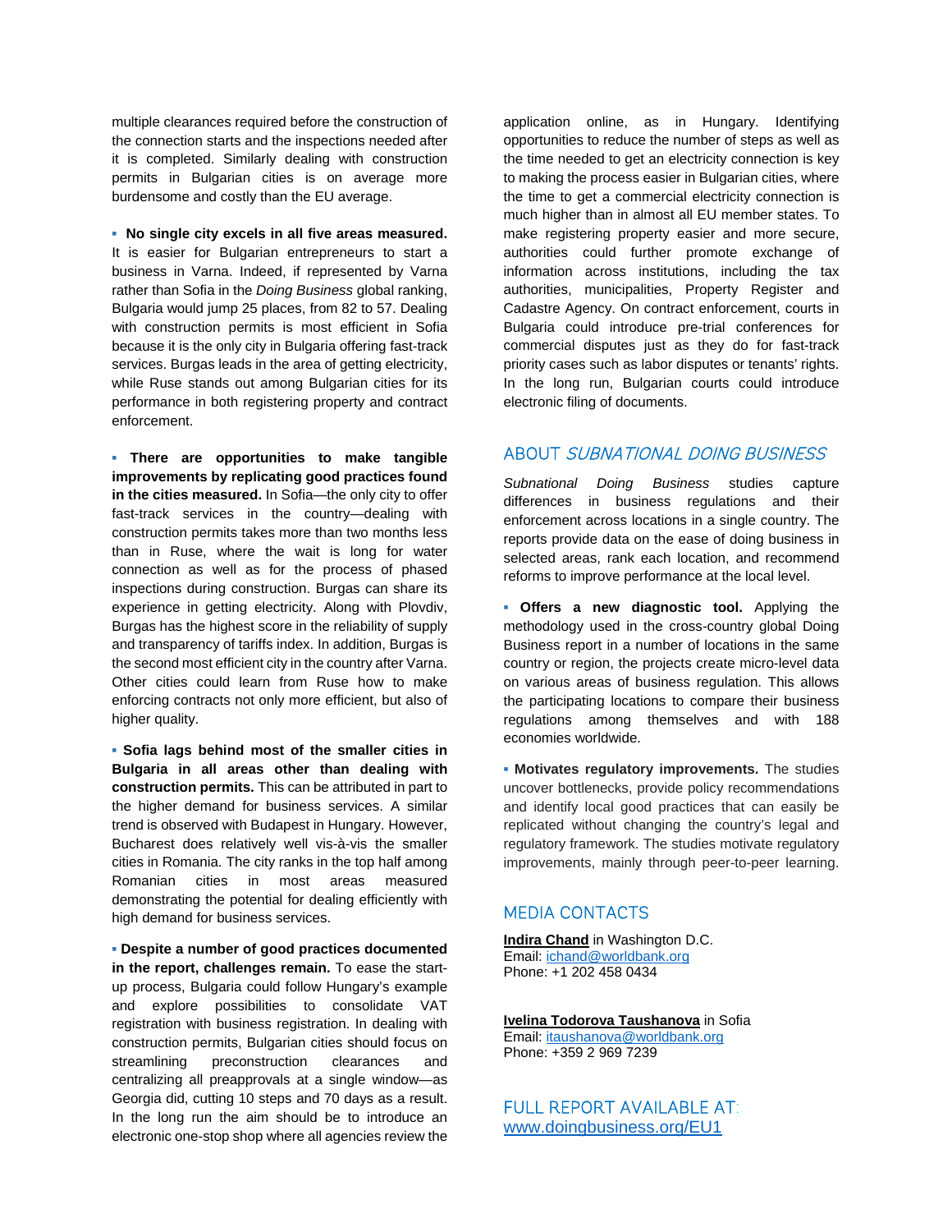multiple clearances required before the construction of the connection starts and the inspections needed after it is completed. Similarly dealing with construction permits in Bulgarian cities is on average more burdensome and costly than the EU average.

- **No single city excels in all five areas measured.** It is easier for Bulgarian entrepreneurs to start a business in Varna. Indeed, if represented by Varna rather than Sofia in the *Doing Business* global ranking, Bulgaria would jump 25 places, from 82 to 57. Dealing with construction permits is most efficient in Sofia because it is the only city in Bulgaria offering fast-track services. Burgas leads in the area of getting electricity, while Ruse stands out among Bulgarian cities for its performance in both registering property and contract enforcement.

- **There are opportunities to make tangible improvements by replicating good practices found in the cities measured.** In Sofia—the only city to offer fast-track services in the country—dealing with construction permits takes more than two months less than in Ruse, where the wait is long for water connection as well as for the process of phased inspections during construction. Burgas can share its experience in getting electricity. Along with Plovdiv, Burgas has the highest score in the reliability of supply and transparency of tariffs index. In addition, Burgas is the second most efficient city in the country after Varna. Other cities could learn from Ruse how to make enforcing contracts not only more efficient, but also of higher quality.

- **Sofia lags behind most of the smaller cities in Bulgaria in all areas other than dealing with construction permits.** This can be attributed in part to the higher demand for business services. A similar trend is observed with Budapest in Hungary. However, Bucharest does relatively well vis-à-vis the smaller cities in Romania. The city ranks in the top half among Romanian cities in most areas measured demonstrating the potential for dealing efficiently with high demand for business services.

- **Despite a number of good practices documented in the report, challenges remain.** To ease the start-up process, Bulgaria could follow Hungary's example and explore possibilities to consolidate VAT registration with business registration. In dealing with construction permits, Bulgarian cities should focus on streamlining preconstruction clearances and centralizing all preapprovals at a single window—as Georgia did, cutting 10 steps and 70 days as a result. In the long run the aim should be to introduce an electronic one-stop shop where all agencies review the application online, as in Hungary. Identifying opportunities to reduce the number of steps as well as the time needed to get an electricity connection is key to making the process easier in Bulgarian cities, where the time to get a commercial electricity connection is much higher than in almost all EU member states. To make registering property easier and more secure, authorities could further promote exchange of information across institutions, including the tax authorities, municipalities, Property Register and Cadastre Agency. On contract enforcement, courts in Bulgaria could introduce pre-trial conferences for commercial disputes just as they do for fast-track priority cases such as labor disputes or tenants' rights. In the long run, Bulgarian courts could introduce electronic filing of documents.

## ABOUT *SUBNATIONAL DOING BUSINESS*

*Subnational Doing Business* studies capture differences in business regulations and their enforcement across locations in a single country. The reports provide data on the ease of doing business in selected areas, rank each location, and recommend reforms to improve performance at the local level.

- **Offers a new diagnostic tool.** Applying the methodology used in the cross-country global Doing Business report in a number of locations in the same country or region, the projects create micro-level data on various areas of business regulation. This allows the participating locations to compare their business regulations among themselves and with 188 economies worldwide.

- **Motivates regulatory improvements.** The studies uncover bottlenecks, provide policy recommendations and identify local good practices that can easily be replicated without changing the country's legal and regulatory framework. The studies motivate regulatory improvements, mainly through peer-to-peer learning.

## MEDIA CONTACTS

**Indira Chand** in Washington D.C.
Email: ichand@worldbank.org
Phone: +1 202 458 0434

**Ivelina Todorova Taushanova** in Sofia
Email: itaushanova@worldbank.org
Phone: +359 2 969 7239

## FULL REPORT AVAILABLE AT:

www.doingbusiness.org/EU1